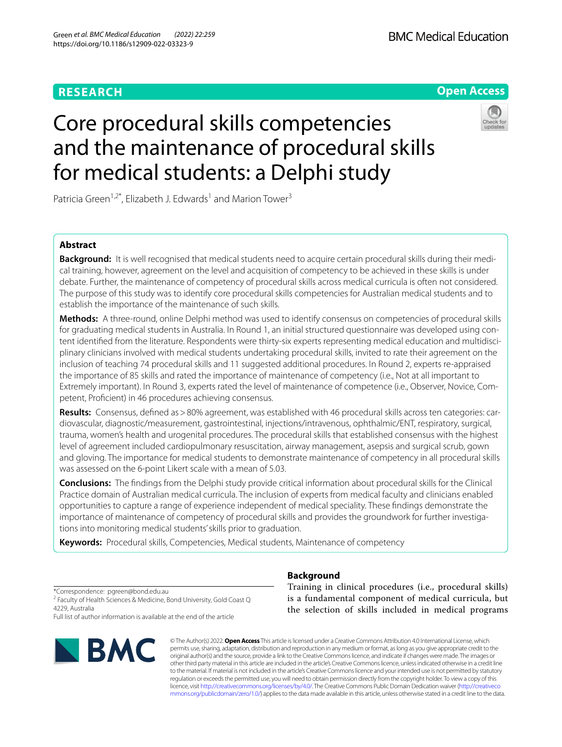**RESEARCH** | **Open Access**

# Core procedural skills competencies and the maintenance of procedural skills for medical students: a Delphi study

Patricia Green[1,2*], Elizabeth J. Edwards[1] and Marion Tower[3]

## Abstract

**Background:** It is well recognised that medical students need to acquire certain procedural skills during their medical training, however, agreement on the level and acquisition of competency to be achieved in these skills is under debate. Further, the maintenance of competency of procedural skills across medical curricula is often not considered. The purpose of this study was to identify core procedural skills competencies for Australian medical students and to establish the importance of the maintenance of such skills.

**Methods:** A three-round, online Delphi method was used to identify consensus on competencies of procedural skills for graduating medical students in Australia. In Round 1, an initial structured questionnaire was developed using content identified from the literature. Respondents were thirty-six experts representing medical education and multidisciplinary clinicians involved with medical students undertaking procedural skills, invited to rate their agreement on the inclusion of teaching 74 procedural skills and 11 suggested additional procedures. In Round 2, experts re-appraised the importance of 85 skills and rated the importance of maintenance of competency (i.e., Not at all important to Extremely important). In Round 3, experts rated the level of maintenance of competence (i.e., Observer, Novice, Competent, Proficient) in 46 procedures achieving consensus.

**Results:** Consensus, defined as > 80% agreement, was established with 46 procedural skills across ten categories: cardiovascular, diagnostic/measurement, gastrointestinal, injections/intravenous, ophthalmic/ENT, respiratory, surgical, trauma, women's health and urogenital procedures. The procedural skills that established consensus with the highest level of agreement included cardiopulmonary resuscitation, airway management, asepsis and surgical scrub, gown and gloving. The importance for medical students to demonstrate maintenance of competency in all procedural skills was assessed on the 6-point Likert scale with a mean of 5.03.

**Conclusions:** The findings from the Delphi study provide critical information about procedural skills for the Clinical Practice domain of Australian medical curricula. The inclusion of experts from medical faculty and clinicians enabled opportunities to capture a range of experience independent of medical speciality. These findings demonstrate the importance of maintenance of competency of procedural skills and provides the groundwork for further investigations into monitoring medical students' skills prior to graduation.

**Keywords:** Procedural skills, Competencies, Medical students, Maintenance of competency

*Correspondence: pgreen@bond.edu.au

[2] Faculty of Health Sciences & Medicine, Bond University, Gold Coast Q 4229, Australia

Full list of author information is available at the end of the article

## Background

Training in clinical procedures (i.e., procedural skills) is a fundamental component of medical curricula, but the selection of skills included in medical programs

© The Author(s) 2022. **Open Access** This article is licensed under a Creative Commons Attribution 4.0 International License, which permits use, sharing, adaptation, distribution and reproduction in any medium or format, as long as you give appropriate credit to the original author(s) and the source, provide a link to the Creative Commons licence, and indicate if changes were made. The images or other third party material in this article are included in the article's Creative Commons licence, unless indicated otherwise in a credit line to the material. If material is not included in the article's Creative Commons licence and your intended use is not permitted by statutory regulation or exceeds the permitted use, you will need to obtain permission directly from the copyright holder. To view a copy of this licence, visit http://creativecommons.org/licenses/by/4.0/. The Creative Commons Public Domain Dedication waiver (http://creativecommons.org/publicdomain/zero/1.0/) applies to the data made available in this article, unless otherwise stated in a credit line to the data.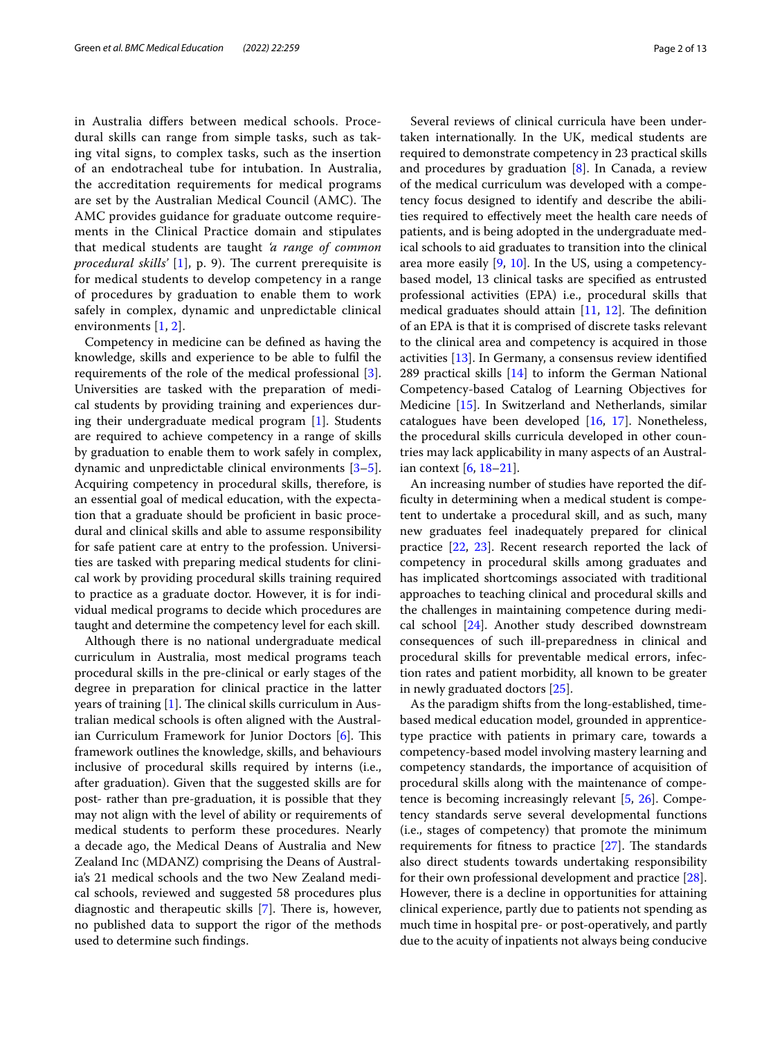in Australia differs between medical schools. Procedural skills can range from simple tasks, such as taking vital signs, to complex tasks, such as the insertion of an endotracheal tube for intubation. In Australia, the accreditation requirements for medical programs are set by the Australian Medical Council (AMC). The AMC provides guidance for graduate outcome requirements in the Clinical Practice domain and stipulates that medical students are taught *'a range of common procedural skills'* [1], p. 9). The current prerequisite is for medical students to develop competency in a range of procedures by graduation to enable them to work safely in complex, dynamic and unpredictable clinical environments [1, 2].

Competency in medicine can be defined as having the knowledge, skills and experience to be able to fulfil the requirements of the role of the medical professional [3]. Universities are tasked with the preparation of medical students by providing training and experiences during their undergraduate medical program [1]. Students are required to achieve competency in a range of skills by graduation to enable them to work safely in complex, dynamic and unpredictable clinical environments [3–5]. Acquiring competency in procedural skills, therefore, is an essential goal of medical education, with the expectation that a graduate should be proficient in basic procedural and clinical skills and able to assume responsibility for safe patient care at entry to the profession. Universities are tasked with preparing medical students for clinical work by providing procedural skills training required to practice as a graduate doctor. However, it is for individual medical programs to decide which procedures are taught and determine the competency level for each skill.

Although there is no national undergraduate medical curriculum in Australia, most medical programs teach procedural skills in the pre-clinical or early stages of the degree in preparation for clinical practice in the latter years of training [1]. The clinical skills curriculum in Australian medical schools is often aligned with the Australian Curriculum Framework for Junior Doctors [6]. This framework outlines the knowledge, skills, and behaviours inclusive of procedural skills required by interns (i.e., after graduation). Given that the suggested skills are for post- rather than pre-graduation, it is possible that they may not align with the level of ability or requirements of medical students to perform these procedures. Nearly a decade ago, the Medical Deans of Australia and New Zealand Inc (MDANZ) comprising the Deans of Australia's 21 medical schools and the two New Zealand medical schools, reviewed and suggested 58 procedures plus diagnostic and therapeutic skills [7]. There is, however, no published data to support the rigor of the methods used to determine such findings.

Several reviews of clinical curricula have been undertaken internationally. In the UK, medical students are required to demonstrate competency in 23 practical skills and procedures by graduation [8]. In Canada, a review of the medical curriculum was developed with a competency focus designed to identify and describe the abilities required to effectively meet the health care needs of patients, and is being adopted in the undergraduate medical schools to aid graduates to transition into the clinical area more easily [9, 10]. In the US, using a competency-based model, 13 clinical tasks are specified as entrusted professional activities (EPA) i.e., procedural skills that medical graduates should attain [11, 12]. The definition of an EPA is that it is comprised of discrete tasks relevant to the clinical area and competency is acquired in those activities [13]. In Germany, a consensus review identified 289 practical skills [14] to inform the German National Competency-based Catalog of Learning Objectives for Medicine [15]. In Switzerland and Netherlands, similar catalogues have been developed [16, 17]. Nonetheless, the procedural skills curricula developed in other countries may lack applicability in many aspects of an Australian context [6, 18–21].

An increasing number of studies have reported the difficulty in determining when a medical student is competent to undertake a procedural skill, and as such, many new graduates feel inadequately prepared for clinical practice [22, 23]. Recent research reported the lack of competency in procedural skills among graduates and has implicated shortcomings associated with traditional approaches to teaching clinical and procedural skills and the challenges in maintaining competence during medical school [24]. Another study described downstream consequences of such ill-preparedness in clinical and procedural skills for preventable medical errors, infection rates and patient morbidity, all known to be greater in newly graduated doctors [25].

As the paradigm shifts from the long-established, time-based medical education model, grounded in apprentice-type practice with patients in primary care, towards a competency-based model involving mastery learning and competency standards, the importance of acquisition of procedural skills along with the maintenance of competence is becoming increasingly relevant [5, 26]. Competency standards serve several developmental functions (i.e., stages of competency) that promote the minimum requirements for fitness to practice [27]. The standards also direct students towards undertaking responsibility for their own professional development and practice [28]. However, there is a decline in opportunities for attaining clinical experience, partly due to patients not spending as much time in hospital pre- or post-operatively, and partly due to the acuity of inpatients not always being conducive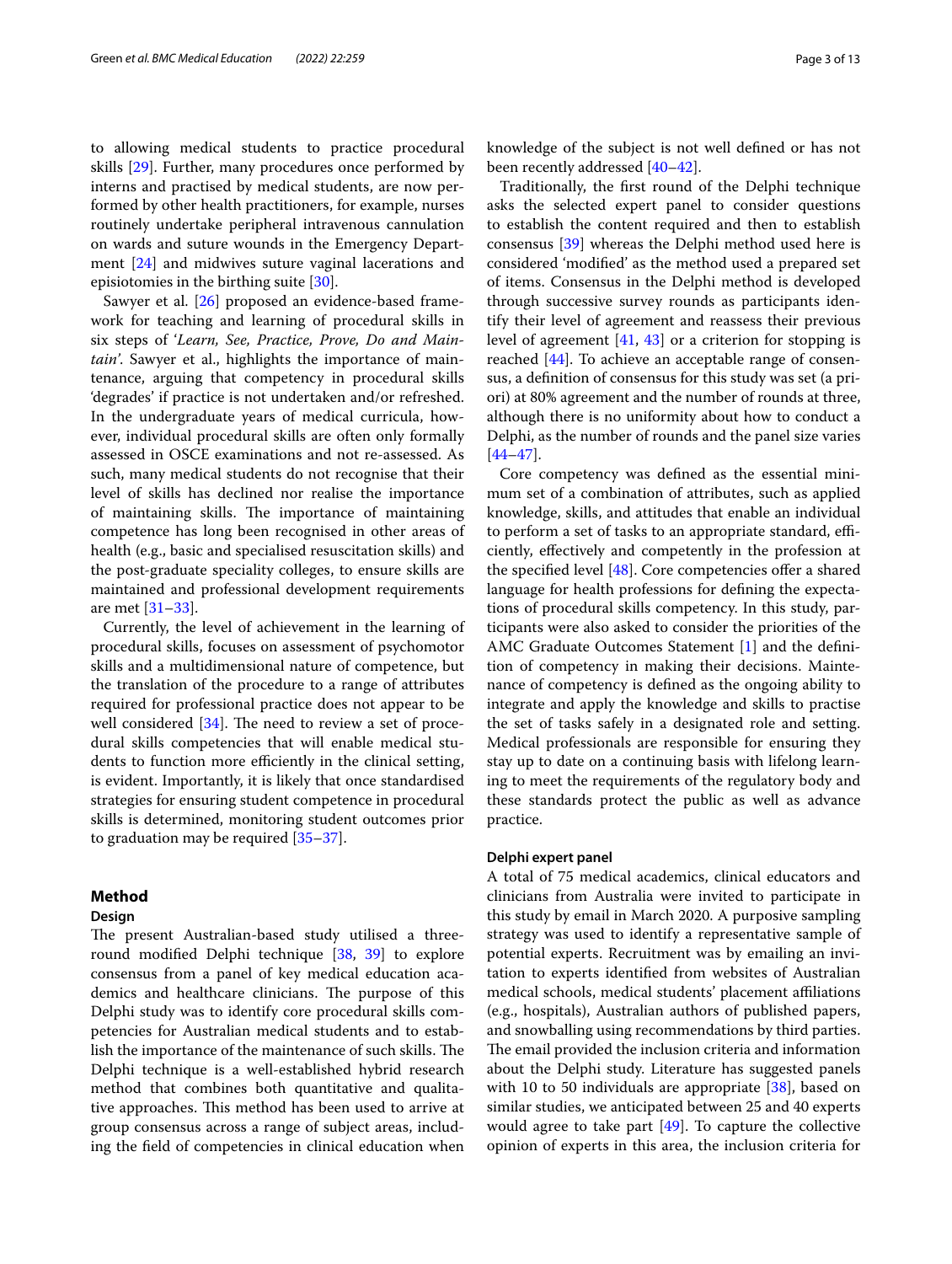to allowing medical students to practice procedural skills [29]. Further, many procedures once performed by interns and practised by medical students, are now performed by other health practitioners, for example, nurses routinely undertake peripheral intravenous cannulation on wards and suture wounds in the Emergency Department [24] and midwives suture vaginal lacerations and episiotomies in the birthing suite [30].

Sawyer et al. [26] proposed an evidence-based framework for teaching and learning of procedural skills in six steps of '*Learn, See, Practice, Prove, Do and Maintain'*. Sawyer et al., highlights the importance of maintenance, arguing that competency in procedural skills 'degrades' if practice is not undertaken and/or refreshed. In the undergraduate years of medical curricula, however, individual procedural skills are often only formally assessed in OSCE examinations and not re-assessed. As such, many medical students do not recognise that their level of skills has declined nor realise the importance of maintaining skills. The importance of maintaining competence has long been recognised in other areas of health (e.g., basic and specialised resuscitation skills) and the post-graduate speciality colleges, to ensure skills are maintained and professional development requirements are met [31–33].

Currently, the level of achievement in the learning of procedural skills, focuses on assessment of psychomotor skills and a multidimensional nature of competence, but the translation of the procedure to a range of attributes required for professional practice does not appear to be well considered [34]. The need to review a set of procedural skills competencies that will enable medical students to function more efficiently in the clinical setting, is evident. Importantly, it is likely that once standardised strategies for ensuring student competence in procedural skills is determined, monitoring student outcomes prior to graduation may be required [35–37].

## Method

### Design

The present Australian-based study utilised a three-round modified Delphi technique [38, 39] to explore consensus from a panel of key medical education academics and healthcare clinicians. The purpose of this Delphi study was to identify core procedural skills competencies for Australian medical students and to establish the importance of the maintenance of such skills. The Delphi technique is a well-established hybrid research method that combines both quantitative and qualitative approaches. This method has been used to arrive at group consensus across a range of subject areas, including the field of competencies in clinical education when knowledge of the subject is not well defined or has not been recently addressed [40–42].

Traditionally, the first round of the Delphi technique asks the selected expert panel to consider questions to establish the content required and then to establish consensus [39] whereas the Delphi method used here is considered 'modified' as the method used a prepared set of items. Consensus in the Delphi method is developed through successive survey rounds as participants identify their level of agreement and reassess their previous level of agreement [41, 43] or a criterion for stopping is reached [44]. To achieve an acceptable range of consensus, a definition of consensus for this study was set (a priori) at 80% agreement and the number of rounds at three, although there is no uniformity about how to conduct a Delphi, as the number of rounds and the panel size varies [44–47].

Core competency was defined as the essential minimum set of a combination of attributes, such as applied knowledge, skills, and attitudes that enable an individual to perform a set of tasks to an appropriate standard, efficiently, effectively and competently in the profession at the specified level [48]. Core competencies offer a shared language for health professions for defining the expectations of procedural skills competency. In this study, participants were also asked to consider the priorities of the AMC Graduate Outcomes Statement [1] and the definition of competency in making their decisions. Maintenance of competency is defined as the ongoing ability to integrate and apply the knowledge and skills to practise the set of tasks safely in a designated role and setting. Medical professionals are responsible for ensuring they stay up to date on a continuing basis with lifelong learning to meet the requirements of the regulatory body and these standards protect the public as well as advance practice.

### Delphi expert panel

A total of 75 medical academics, clinical educators and clinicians from Australia were invited to participate in this study by email in March 2020. A purposive sampling strategy was used to identify a representative sample of potential experts. Recruitment was by emailing an invitation to experts identified from websites of Australian medical schools, medical students' placement affiliations (e.g., hospitals), Australian authors of published papers, and snowballing using recommendations by third parties. The email provided the inclusion criteria and information about the Delphi study. Literature has suggested panels with 10 to 50 individuals are appropriate [38], based on similar studies, we anticipated between 25 and 40 experts would agree to take part [49]. To capture the collective opinion of experts in this area, the inclusion criteria for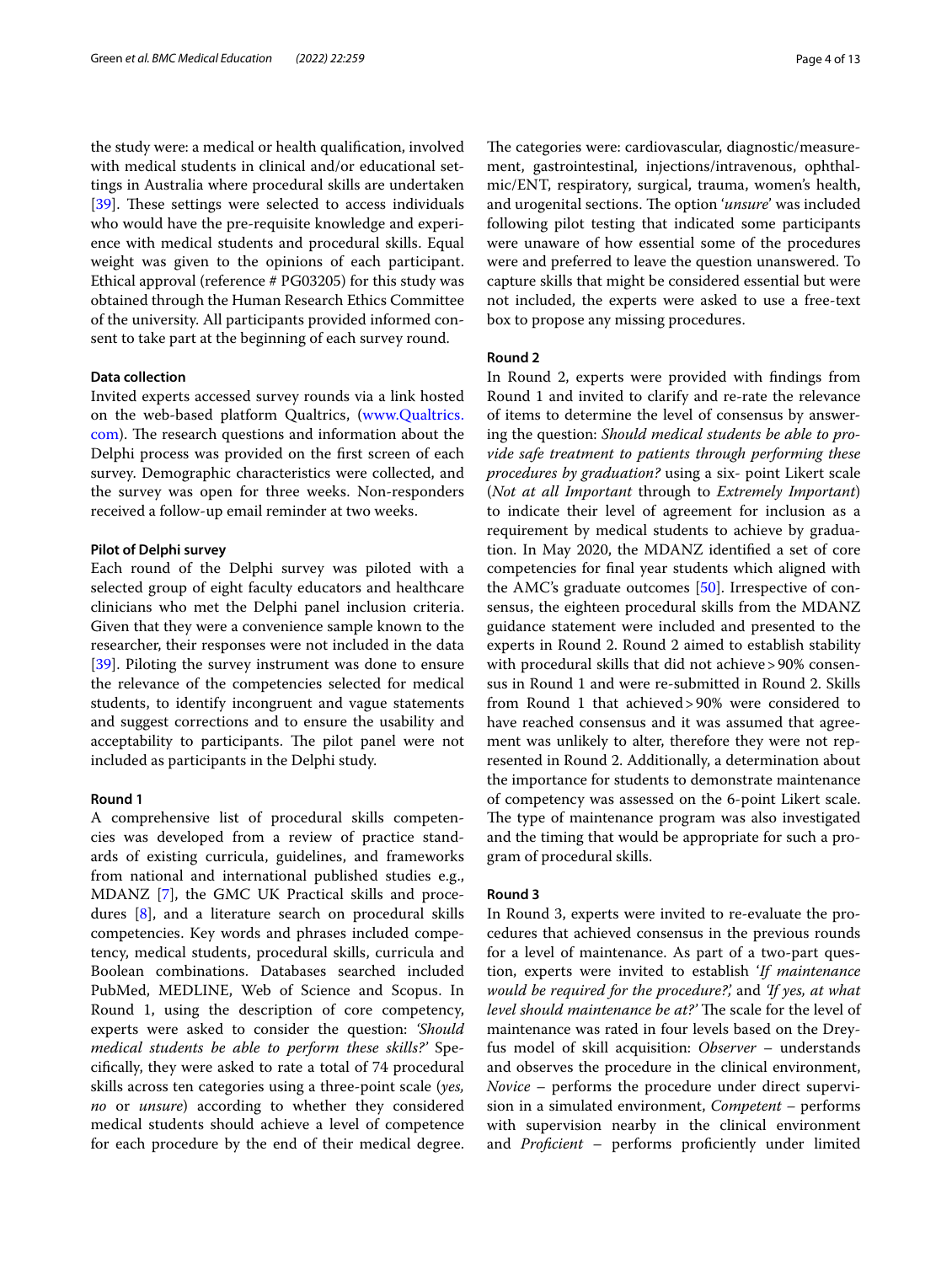the study were: a medical or health qualification, involved with medical students in clinical and/or educational settings in Australia where procedural skills are undertaken [39]. These settings were selected to access individuals who would have the pre-requisite knowledge and experience with medical students and procedural skills. Equal weight was given to the opinions of each participant. Ethical approval (reference # PG03205) for this study was obtained through the Human Research Ethics Committee of the university. All participants provided informed consent to take part at the beginning of each survey round.

#### Data collection

Invited experts accessed survey rounds via a link hosted on the web-based platform Qualtrics, (www.Qualtrics.com). The research questions and information about the Delphi process was provided on the first screen of each survey. Demographic characteristics were collected, and the survey was open for three weeks. Non-responders received a follow-up email reminder at two weeks.

#### Pilot of Delphi survey

Each round of the Delphi survey was piloted with a selected group of eight faculty educators and healthcare clinicians who met the Delphi panel inclusion criteria. Given that they were a convenience sample known to the researcher, their responses were not included in the data [39]. Piloting the survey instrument was done to ensure the relevance of the competencies selected for medical students, to identify incongruent and vague statements and suggest corrections and to ensure the usability and acceptability to participants. The pilot panel were not included as participants in the Delphi study.

#### Round 1

A comprehensive list of procedural skills competencies was developed from a review of practice standards of existing curricula, guidelines, and frameworks from national and international published studies e.g., MDANZ [7], the GMC UK Practical skills and procedures [8], and a literature search on procedural skills competencies. Key words and phrases included competency, medical students, procedural skills, curricula and Boolean combinations. Databases searched included PubMed, MEDLINE, Web of Science and Scopus. In Round 1, using the description of core competency, experts were asked to consider the question: *'Should medical students be able to perform these skills?'* Specifically, they were asked to rate a total of 74 procedural skills across ten categories using a three-point scale (*yes, no* or *unsure*) according to whether they considered medical students should achieve a level of competence for each procedure by the end of their medical degree. The categories were: cardiovascular, diagnostic/measurement, gastrointestinal, injections/intravenous, ophthalmic/ENT, respiratory, surgical, trauma, women's health, and urogenital sections. The option '*unsure*' was included following pilot testing that indicated some participants were unaware of how essential some of the procedures were and preferred to leave the question unanswered. To capture skills that might be considered essential but were not included, the experts were asked to use a free-text box to propose any missing procedures.

#### Round 2

In Round 2, experts were provided with findings from Round 1 and invited to clarify and re-rate the relevance of items to determine the level of consensus by answering the question: *Should medical students be able to provide safe treatment to patients through performing these procedures by graduation?* using a six- point Likert scale (*Not at all Important* through to *Extremely Important*) to indicate their level of agreement for inclusion as a requirement by medical students to achieve by graduation. In May 2020, the MDANZ identified a set of core competencies for final year students which aligned with the AMC's graduate outcomes [50]. Irrespective of consensus, the eighteen procedural skills from the MDANZ guidance statement were included and presented to the experts in Round 2. Round 2 aimed to establish stability with procedural skills that did not achieve > 90% consensus in Round 1 and were re-submitted in Round 2. Skills from Round 1 that achieved > 90% were considered to have reached consensus and it was assumed that agreement was unlikely to alter, therefore they were not represented in Round 2. Additionally, a determination about the importance for students to demonstrate maintenance of competency was assessed on the 6-point Likert scale. The type of maintenance program was also investigated and the timing that would be appropriate for such a program of procedural skills.

#### Round 3

In Round 3, experts were invited to re-evaluate the procedures that achieved consensus in the previous rounds for a level of maintenance. As part of a two-part question, experts were invited to establish '*If maintenance would be required for the procedure?*,' and *'If yes, at what level should maintenance be at?'* The scale for the level of maintenance was rated in four levels based on the Dreyfus model of skill acquisition: *Observer* – understands and observes the procedure in the clinical environment, *Novice* – performs the procedure under direct supervision in a simulated environment, *Competent* – performs with supervision nearby in the clinical environment and *Proficient* – performs proficiently under limited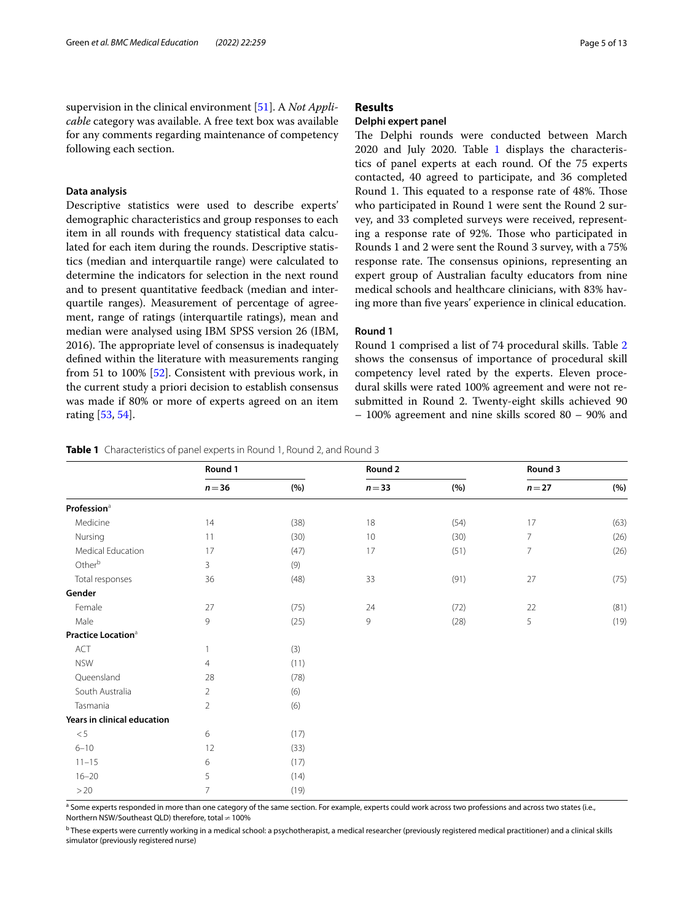supervision in the clinical environment [51]. A *Not Applicable* category was available. A free text box was available for any comments regarding maintenance of competency following each section.

### Data analysis

Descriptive statistics were used to describe experts' demographic characteristics and group responses to each item in all rounds with frequency statistical data calculated for each item during the rounds. Descriptive statistics (median and interquartile range) were calculated to determine the indicators for selection in the next round and to present quantitative feedback (median and interquartile ranges). Measurement of percentage of agreement, range of ratings (interquartile ratings), mean and median were analysed using IBM SPSS version 26 (IBM, 2016). The appropriate level of consensus is inadequately defined within the literature with measurements ranging from 51 to 100% [52]. Consistent with previous work, in the current study a priori decision to establish consensus was made if 80% or more of experts agreed on an item rating [53, 54].

## Results

### Delphi expert panel

The Delphi rounds were conducted between March 2020 and July 2020. Table 1 displays the characteristics of panel experts at each round. Of the 75 experts contacted, 40 agreed to participate, and 36 completed Round 1. This equated to a response rate of 48%. Those who participated in Round 1 were sent the Round 2 survey, and 33 completed surveys were received, representing a response rate of 92%. Those who participated in Rounds 1 and 2 were sent the Round 3 survey, with a 75% response rate. The consensus opinions, representing an expert group of Australian faculty educators from nine medical schools and healthcare clinicians, with 83% having more than five years' experience in clinical education.

### Round 1

Round 1 comprised a list of 74 procedural skills. Table 2 shows the consensus of importance of procedural skill competency level rated by the experts. Eleven procedural skills were rated 100% agreement and were not re-submitted in Round 2. Twenty-eight skills achieved 90 – 100% agreement and nine skills scored 80 – 90% and

**Table 1** Characteristics of panel experts in Round 1, Round 2, and Round 3

| | Round 1 | | Round 2 | | Round 3 | |
|---|---|---|---|---|---|---|
| | *n* = 36 | (%) | *n* = 33 | (%) | *n* = 27 | (%) |
| **Profession**[a] | | | | | | |
| Medicine | 14 | (38) | 18 | (54) | 17 | (63) |
| Nursing | 11 | (30) | 10 | (30) | 7 | (26) |
| Medical Education | 17 | (47) | 17 | (51) | 7 | (26) |
| Other[b] | 3 | (9) | | | | |
| Total responses | 36 | (48) | 33 | (91) | 27 | (75) |
| **Gender** | | | | | | |
| Female | 27 | (75) | 24 | (72) | 22 | (81) |
| Male | 9 | (25) | 9 | (28) | 5 | (19) |
| **Practice Location**[a] | | | | | | |
| ACT | 1 | (3) | | | | |
| NSW | 4 | (11) | | | | |
| Queensland | 28 | (78) | | | | |
| South Australia | 2 | (6) | | | | |
| Tasmania | 2 | (6) | | | | |
| **Years in clinical education** | | | | | | |
| < 5 | 6 | (17) | | | | |
| 6–10 | 12 | (33) | | | | |
| 11–15 | 6 | (17) | | | | |
| 16–20 | 5 | (14) | | | | |
| > 20 | 7 | (19) | | | | |

[a] Some experts responded in more than one category of the same section. For example, experts could work across two professions and across two states (i.e., Northern NSW/Southeast QLD) therefore, total ≠ 100%

[b] These experts were currently working in a medical school: a psychotherapist, a medical researcher (previously registered medical practitioner) and a clinical skills simulator (previously registered nurse)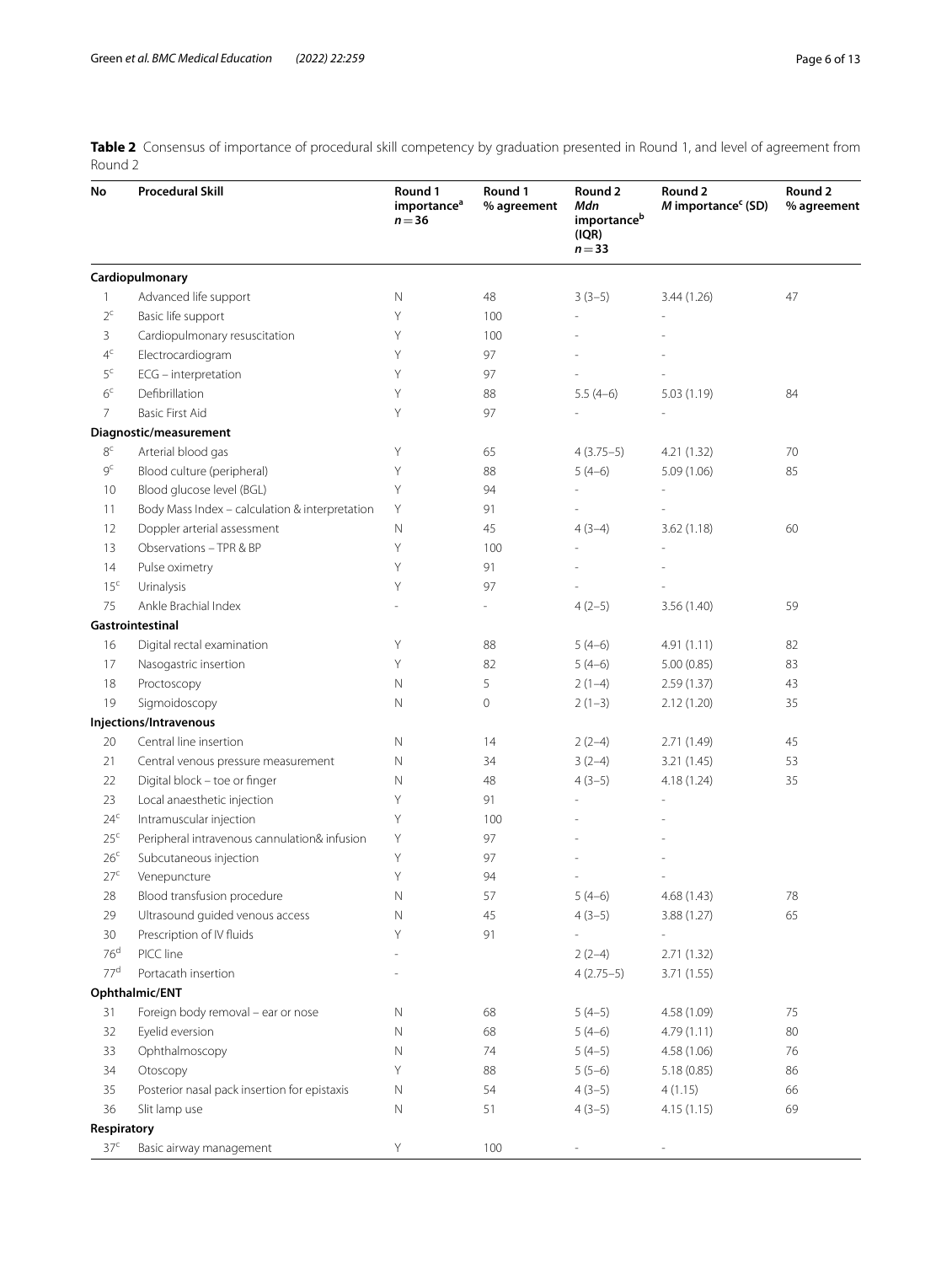**Table 2** Consensus of importance of procedural skill competency by graduation presented in Round 1, and level of agreement from Round 2

| No | Procedural Skill | Round 1 importance[a] $n=36$ | Round 1 % agreement | Round 2 *Mdn* importance[b] (IQR) $n=33$ | Round 2 *M* importance[c] (SD) | Round 2 % agreement |
|---|---|---|---|---|---|---|
| **Cardiopulmonary** | | | | | | |
| 1 | Advanced life support | N | 48 | 3 (3–5) | 3.44 (1.26) | 47 |
| 2[c] | Basic life support | Y | 100 | - | - | |
| 3 | Cardiopulmonary resuscitation | Y | 100 | - | - | |
| 4[c] | Electrocardiogram | Y | 97 | - | - | |
| 5[c] | ECG – interpretation | Y | 97 | - | - | |
| 6[c] | Defibrillation | Y | 88 | 5.5 (4–6) | 5.03 (1.19) | 84 |
| 7 | Basic First Aid | Y | 97 | - | - | |
| **Diagnostic/measurement** | | | | | | |
| 8[c] | Arterial blood gas | Y | 65 | 4 (3.75–5) | 4.21 (1.32) | 70 |
| 9[c] | Blood culture (peripheral) | Y | 88 | 5 (4–6) | 5.09 (1.06) | 85 |
| 10 | Blood glucose level (BGL) | Y | 94 | - | - | |
| 11 | Body Mass Index – calculation & interpretation | Y | 91 | - | - | |
| 12 | Doppler arterial assessment | N | 45 | 4 (3–4) | 3.62 (1.18) | 60 |
| 13 | Observations – TPR & BP | Y | 100 | - | - | |
| 14 | Pulse oximetry | Y | 91 | - | - | |
| 15[c] | Urinalysis | Y | 97 | - | - | |
| 75 | Ankle Brachial Index | - | - | 4 (2–5) | 3.56 (1.40) | 59 |
| **Gastrointestinal** | | | | | | |
| 16 | Digital rectal examination | Y | 88 | 5 (4–6) | 4.91 (1.11) | 82 |
| 17 | Nasogastric insertion | Y | 82 | 5 (4–6) | 5.00 (0.85) | 83 |
| 18 | Proctoscopy | N | 5 | 2 (1–4) | 2.59 (1.37) | 43 |
| 19 | Sigmoidoscopy | N | 0 | 2 (1–3) | 2.12 (1.20) | 35 |
| **Injections/Intravenous** | | | | | | |
| 20 | Central line insertion | N | 14 | 2 (2–4) | 2.71 (1.49) | 45 |
| 21 | Central venous pressure measurement | N | 34 | 3 (2–4) | 3.21 (1.45) | 53 |
| 22 | Digital block – toe or finger | N | 48 | 4 (3–5) | 4.18 (1.24) | 35 |
| 23 | Local anaesthetic injection | Y | 91 | - | - | |
| 24[c] | Intramuscular injection | Y | 100 | - | - | |
| 25[c] | Peripheral intravenous cannulation& infusion | Y | 97 | - | - | |
| 26[c] | Subcutaneous injection | Y | 97 | - | - | |
| 27[c] | Venepuncture | Y | 94 | - | - | |
| 28 | Blood transfusion procedure | N | 57 | 5 (4–6) | 4.68 (1.43) | 78 |
| 29 | Ultrasound guided venous access | N | 45 | 4 (3–5) | 3.88 (1.27) | 65 |
| 30 | Prescription of IV fluids | Y | 91 | - | - | |
| 76[d] | PICC line | - | | 2 (2–4) | 2.71 (1.32) | |
| 77[d] | Portacath insertion | - | | 4 (2.75–5) | 3.71 (1.55) | |
| **Ophthalmic/ENT** | | | | | | |
| 31 | Foreign body removal – ear or nose | N | 68 | 5 (4–5) | 4.58 (1.09) | 75 |
| 32 | Eyelid eversion | N | 68 | 5 (4–6) | 4.79 (1.11) | 80 |
| 33 | Ophthalmoscopy | N | 74 | 5 (4–5) | 4.58 (1.06) | 76 |
| 34 | Otoscopy | Y | 88 | 5 (5–6) | 5.18 (0.85) | 86 |
| 35 | Posterior nasal pack insertion for epistaxis | N | 54 | 4 (3–5) | 4 (1.15) | 66 |
| 36 | Slit lamp use | N | 51 | 4 (3–5) | 4.15 (1.15) | 69 |
| **Respiratory** | | | | | | |
| 37[c] | Basic airway management | Y | 100 | - | - | |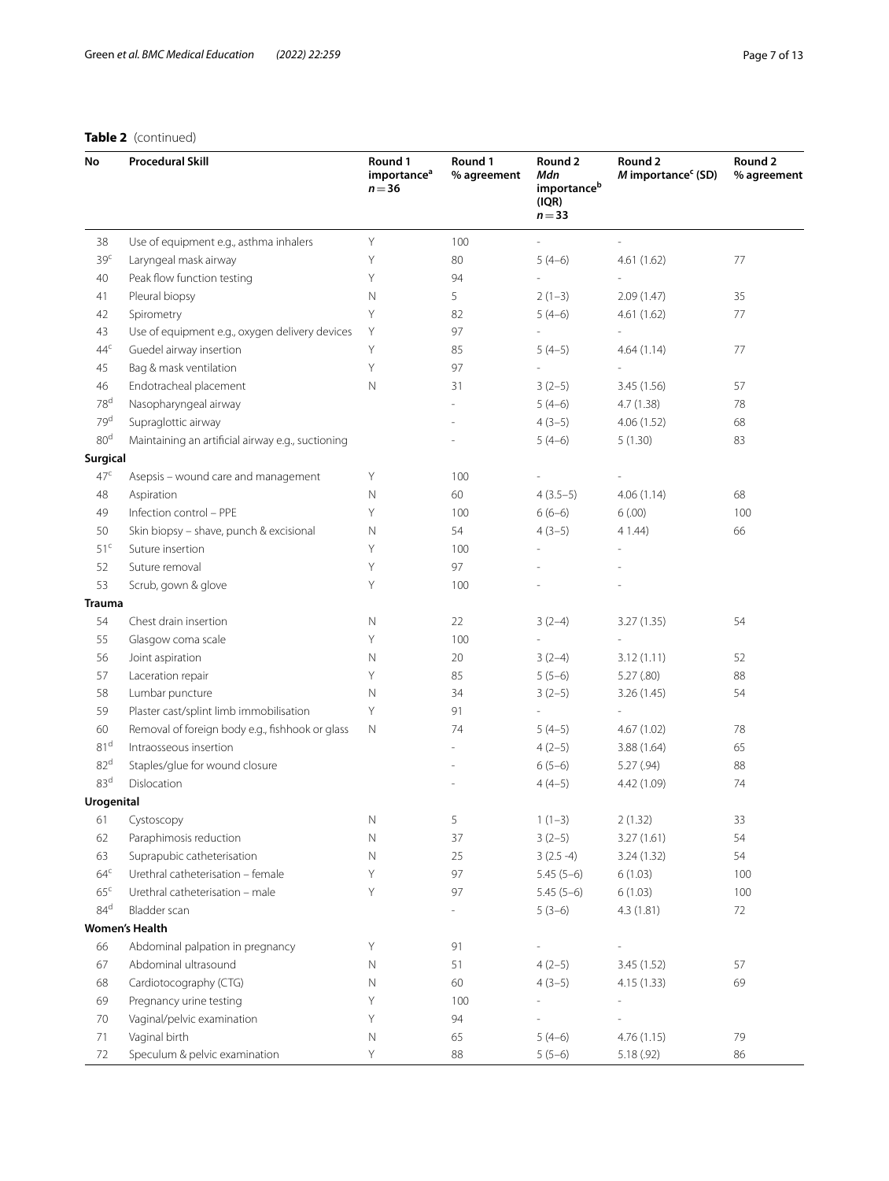**Table 2** (continued)

| No | Procedural Skill | Round 1 importance[a] $n=36$ | Round 1 % agreement | Round 2 *Mdn* importance[b] (IQR) $n=33$ | Round 2 *M* importance[c] (SD) | Round 2 % agreement |
|---|---|---|---|---|---|---|
| 38 | Use of equipment e.g., asthma inhalers | Y | 100 | - | - | |
| 39[c] | Laryngeal mask airway | Y | 80 | 5 (4–6) | 4.61 (1.62) | 77 |
| 40 | Peak flow function testing | Y | 94 | - | - | |
| 41 | Pleural biopsy | N | 5 | 2 (1–3) | 2.09 (1.47) | 35 |
| 42 | Spirometry | Y | 82 | 5 (4–6) | 4.61 (1.62) | 77 |
| 43 | Use of equipment e.g., oxygen delivery devices | Y | 97 | - | - | |
| 44[c] | Guedel airway insertion | Y | 85 | 5 (4–5) | 4.64 (1.14) | 77 |
| 45 | Bag & mask ventilation | Y | 97 | - | - | |
| 46 | Endotracheal placement | N | 31 | 3 (2–5) | 3.45 (1.56) | 57 |
| 78[d] | Nasopharyngeal airway | | - | 5 (4–6) | 4.7 (1.38) | 78 |
| 79[d] | Supraglottic airway | | - | 4 (3–5) | 4.06 (1.52) | 68 |
| 80[d] | Maintaining an artificial airway e.g., suctioning | | - | 5 (4–6) | 5 (1.30) | 83 |
| **Surgical** | | | | | | |
| 47[c] | Asepsis – wound care and management | Y | 100 | - | - | |
| 48 | Aspiration | N | 60 | 4 (3.5–5) | 4.06 (1.14) | 68 |
| 49 | Infection control – PPE | Y | 100 | 6 (6–6) | 6 (.00) | 100 |
| 50 | Skin biopsy – shave, punch & excisional | N | 54 | 4 (3–5) | 4 1.44) | 66 |
| 51[c] | Suture insertion | Y | 100 | - | - | |
| 52 | Suture removal | Y | 97 | - | - | |
| 53 | Scrub, gown & glove | Y | 100 | - | - | |
| **Trauma** | | | | | | |
| 54 | Chest drain insertion | N | 22 | 3 (2–4) | 3.27 (1.35) | 54 |
| 55 | Glasgow coma scale | Y | 100 | - | - | |
| 56 | Joint aspiration | N | 20 | 3 (2–4) | 3.12 (1.11) | 52 |
| 57 | Laceration repair | Y | 85 | 5 (5–6) | 5.27 (.80) | 88 |
| 58 | Lumbar puncture | N | 34 | 3 (2–5) | 3.26 (1.45) | 54 |
| 59 | Plaster cast/splint limb immobilisation | Y | 91 | - | - | |
| 60 | Removal of foreign body e.g., fishhook or glass | N | 74 | 5 (4–5) | 4.67 (1.02) | 78 |
| 81[d] | Intraosseous insertion | | - | 4 (2–5) | 3.88 (1.64) | 65 |
| 82[d] | Staples/glue for wound closure | | - | 6 (5–6) | 5.27 (.94) | 88 |
| 83[d] | Dislocation | | - | 4 (4–5) | 4.42 (1.09) | 74 |
| **Urogenital** | | | | | | |
| 61 | Cystoscopy | N | 5 | 1 (1–3) | 2 (1.32) | 33 |
| 62 | Paraphimosis reduction | N | 37 | 3 (2–5) | 3.27 (1.61) | 54 |
| 63 | Suprapubic catheterisation | N | 25 | 3 (2.5 -4) | 3.24 (1.32) | 54 |
| 64[c] | Urethral catheterisation – female | Y | 97 | 5.45 (5–6) | 6 (1.03) | 100 |
| 65[c] | Urethral catheterisation – male | Y | 97 | 5.45 (5–6) | 6 (1.03) | 100 |
| 84[d] | Bladder scan | | - | 5 (3–6) | 4.3 (1.81) | 72 |
| **Women's Health** | | | | | | |
| 66 | Abdominal palpation in pregnancy | Y | 91 | - | - | |
| 67 | Abdominal ultrasound | N | 51 | 4 (2–5) | 3.45 (1.52) | 57 |
| 68 | Cardiotocography (CTG) | N | 60 | 4 (3–5) | 4.15 (1.33) | 69 |
| 69 | Pregnancy urine testing | Y | 100 | - | - | |
| 70 | Vaginal/pelvic examination | Y | 94 | - | - | |
| 71 | Vaginal birth | N | 65 | 5 (4–6) | 4.76 (1.15) | 79 |
| 72 | Speculum & pelvic examination | Y | 88 | 5 (5–6) | 5.18 (.92) | 86 |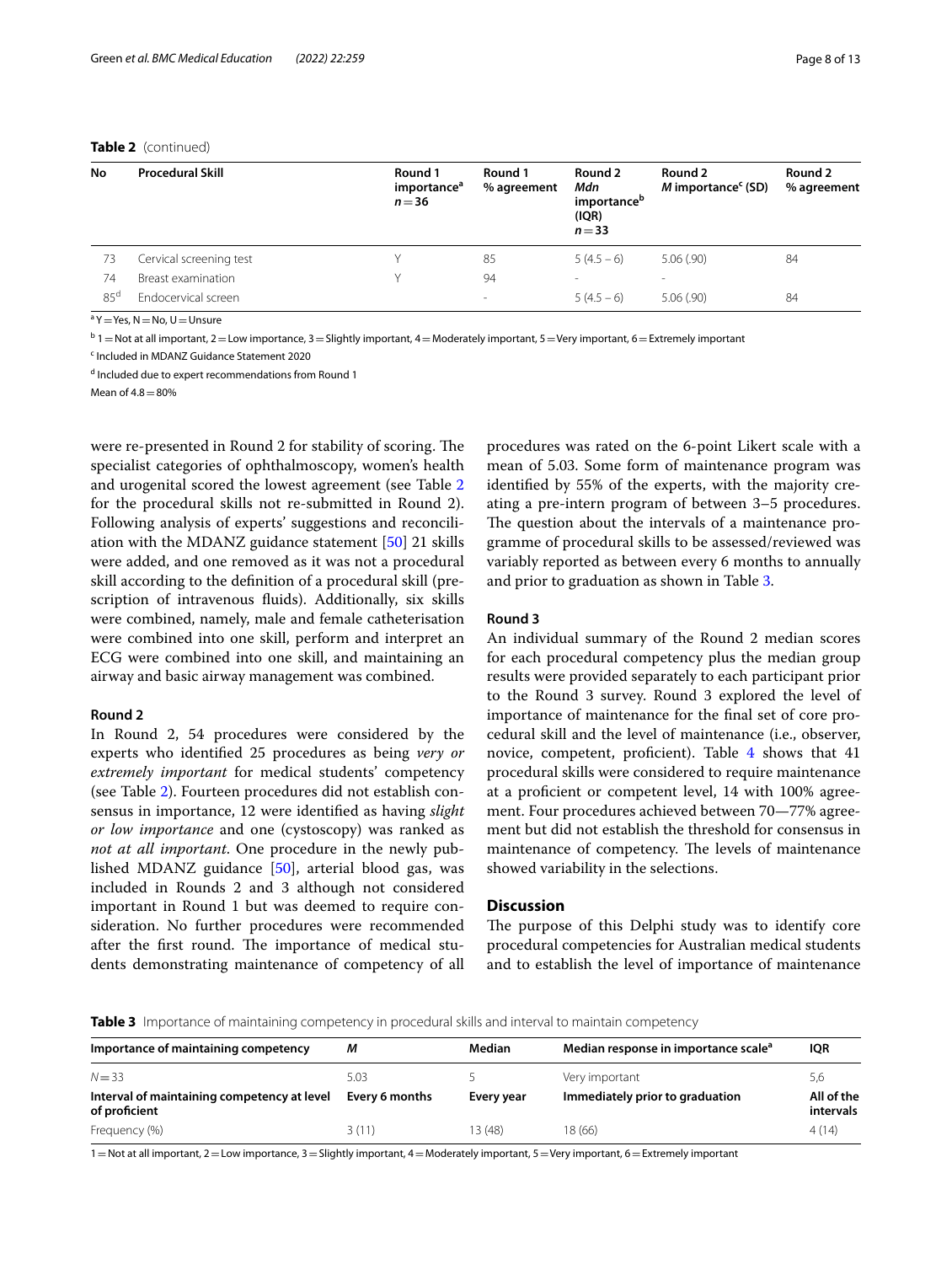**Table 2** (continued)

| No | Procedural Skill | Round 1 importance[a] $n = 36$ | Round 1 % agreement | Round 2 *Mdn* importance[b] (IQR) $n = 33$ | Round 2 *M* importance[c] (SD) | Round 2 % agreement |
|---|---|---|---|---|---|---|
| 73 | Cervical screening test | Y | 85 | 5 (4.5 – 6) | 5.06 (.90) | 84 |
| 74 | Breast examination | Y | 94 | - | - | |
| 85[d] | Endocervical screen | | - | 5 (4.5 – 6) | 5.06 (.90) | 84 |

[a] Y = Yes, N = No, U = Unsure

[b] 1 = Not at all important, 2 = Low importance, 3 = Slightly important, 4 = Moderately important, 5 = Very important, 6 = Extremely important

[c] Included in MDANZ Guidance Statement 2020

[d] Included due to expert recommendations from Round 1

Mean of 4.8 = 80%

were re-presented in Round 2 for stability of scoring. The specialist categories of ophthalmoscopy, women's health and urogenital scored the lowest agreement (see Table 2 for the procedural skills not re-submitted in Round 2). Following analysis of experts' suggestions and reconciliation with the MDANZ guidance statement [50] 21 skills were added, and one removed as it was not a procedural skill according to the definition of a procedural skill (prescription of intravenous fluids). Additionally, six skills were combined, namely, male and female catheterisation were combined into one skill, perform and interpret an ECG were combined into one skill, and maintaining an airway and basic airway management was combined.

#### Round 2

In Round 2, 54 procedures were considered by the experts who identified 25 procedures as being *very or extremely important* for medical students' competency (see Table 2). Fourteen procedures did not establish consensus in importance, 12 were identified as having *slight or low importance* and one (cystoscopy) was ranked as *not at all important*. One procedure in the newly published MDANZ guidance [50], arterial blood gas, was included in Rounds 2 and 3 although not considered important in Round 1 but was deemed to require consideration. No further procedures were recommended after the first round. The importance of medical students demonstrating maintenance of competency of all procedures was rated on the 6-point Likert scale with a mean of 5.03. Some form of maintenance program was identified by 55% of the experts, with the majority creating a pre-intern program of between 3–5 procedures. The question about the intervals of a maintenance programme of procedural skills to be assessed/reviewed was variably reported as between every 6 months to annually and prior to graduation as shown in Table 3.

#### Round 3

An individual summary of the Round 2 median scores for each procedural competency plus the median group results were provided separately to each participant prior to the Round 3 survey. Round 3 explored the level of importance of maintenance for the final set of core procedural skill and the level of maintenance (i.e., observer, novice, competent, proficient). Table 4 shows that 41 procedural skills were considered to require maintenance at a proficient or competent level, 14 with 100% agreement. Four procedures achieved between 70—77% agreement but did not establish the threshold for consensus in maintenance of competency. The levels of maintenance showed variability in the selections.

## Discussion

The purpose of this Delphi study was to identify core procedural competencies for Australian medical students and to establish the level of importance of maintenance

**Table 3** Importance of maintaining competency in procedural skills and interval to maintain competency

| Importance of maintaining competency | *M* | Median | Median response in importance scale[a] | IQR |
|---|---|---|---|---|
| $N = 33$ | 5.03 | 5 | Very important | 5,6 |
| **Interval of maintaining competency at level of proficient** | **Every 6 months** | **Every year** | **Immediately prior to graduation** | **All of the intervals** |
| Frequency (%) | 3 (11) | 13 (48) | 18 (66) | 4 (14) |

1 = Not at all important, 2 = Low importance, 3 = Slightly important, 4 = Moderately important, 5 = Very important, 6 = Extremely important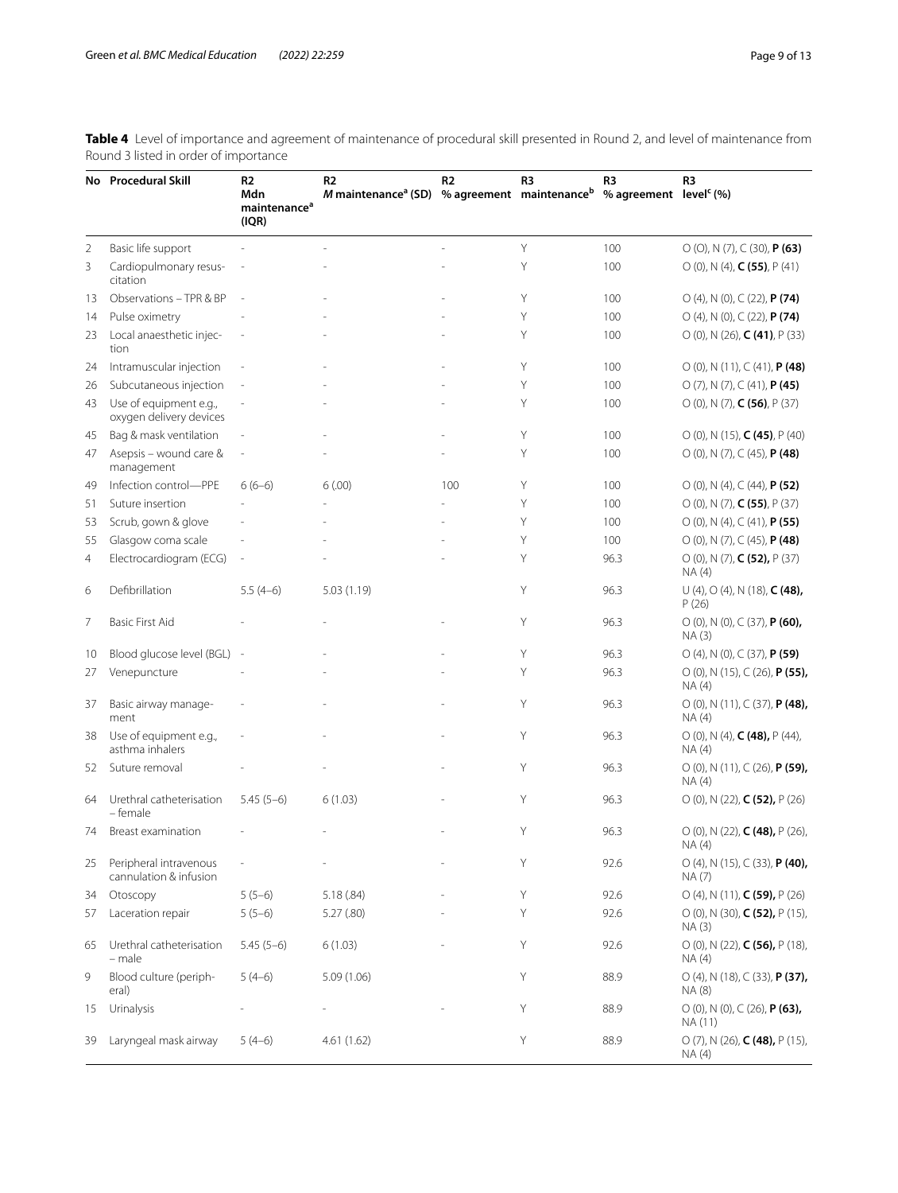**Table 4** Level of importance and agreement of maintenance of procedural skill presented in Round 2, and level of maintenance from Round 3 listed in order of importance

| No | Procedural Skill | R2 Mdn maintenance[a] (IQR) | R2 *M* maintenance[a] (SD) | R2 % agreement | R3 maintenance[b] | R3 % agreement | R3 level[c] (%) |
|---|---|---|---|---|---|---|---|
| 2 | Basic life support | - | - | - | Y | 100 | O (O), N (7), C (30), **P (63)** |
| 3 | Cardiopulmonary resuscitation | - | - | - | Y | 100 | O (0), N (4), **C (55)**, P (41) |
| 13 | Observations – TPR & BP | - | - | - | Y | 100 | O (4), N (0), C (22), **P (74)** |
| 14 | Pulse oximetry | - | - | - | Y | 100 | O (4), N (0), C (22), **P (74)** |
| 23 | Local anaesthetic injection | - | - | - | Y | 100 | O (0), N (26), **C (41)**, P (33) |
| 24 | Intramuscular injection | - | - | - | Y | 100 | O (0), N (11), C (41), **P (48)** |
| 26 | Subcutaneous injection | - | - | - | Y | 100 | O (7), N (7), C (41), **P (45)** |
| 43 | Use of equipment e.g., oxygen delivery devices | - | - | - | Y | 100 | O (0), N (7), **C (56)**, P (37) |
| 45 | Bag & mask ventilation | - | - | - | Y | 100 | O (0), N (15), **C (45)**, P (40) |
| 47 | Asepsis – wound care & management | - | - | - | Y | 100 | O (0), N (7), C (45), **P (48)** |
| 49 | Infection control—PPE | 6 (6–6) | 6 (.00) | 100 | Y | 100 | O (0), N (4), C (44), **P (52)** |
| 51 | Suture insertion | - | - | - | Y | 100 | O (0), N (7), **C (55)**, P (37) |
| 53 | Scrub, gown & glove | - | - | - | Y | 100 | O (0), N (4), C (41), **P (55)** |
| 55 | Glasgow coma scale | - | - | - | Y | 100 | O (0), N (7), C (45), **P (48)** |
| 4 | Electrocardiogram (ECG) | - | - | - | Y | 96.3 | O (0), N (7), **C (52),** P (37) NA (4) |
| 6 | Defibrillation | 5.5 (4–6) | 5.03 (1.19) | | Y | 96.3 | U (4), O (4), N (18), **C (48),** P (26) |
| 7 | Basic First Aid | - | - | - | Y | 96.3 | O (0), N (0), C (37), **P (60),** NA (3) |
| 10 | Blood glucose level (BGL) | - | - | - | Y | 96.3 | O (4), N (0), C (37), **P (59)** |
| 27 | Venepuncture | - | - | - | Y | 96.3 | O (0), N (15), C (26), **P (55),** NA (4) |
| 37 | Basic airway management | - | - | - | Y | 96.3 | O (0), N (11), C (37), **P (48),** NA (4) |
| 38 | Use of equipment e.g., asthma inhalers | - | - | - | Y | 96.3 | O (0), N (4), **C (48),** P (44), NA (4) |
| 52 | Suture removal | - | - | - | Y | 96.3 | O (0), N (11), C (26), **P (59),** NA (4) |
| 64 | Urethral catheterisation – female | 5.45 (5–6) | 6 (1.03) | - | Y | 96.3 | O (0), N (22), **C (52),** P (26) |
| 74 | Breast examination | - | - | - | Y | 96.3 | O (0), N (22), **C (48),** P (26), NA (4) |
| 25 | Peripheral intravenous cannulation & infusion | - | - | - | Y | 92.6 | O (4), N (15), C (33), **P (40),** NA (7) |
| 34 | Otoscopy | 5 (5–6) | 5.18 (.84) | - | Y | 92.6 | O (4), N (11), **C (59),** P (26) |
| 57 | Laceration repair | 5 (5–6) | 5.27 (.80) | - | Y | 92.6 | O (0), N (30), **C (52),** P (15), NA (3) |
| 65 | Urethral catheterisation – male | 5.45 (5–6) | 6 (1.03) | - | Y | 92.6 | O (0), N (22), **C (56),** P (18), NA (4) |
| 9 | Blood culture (peripheral) | 5 (4–6) | 5.09 (1.06) | | Y | 88.9 | O (4), N (18), C (33), **P (37),** NA (8) |
| 15 | Urinalysis | - | - | - | Y | 88.9 | O (0), N (0), C (26), **P (63),** NA (11) |
| 39 | Laryngeal mask airway | 5 (4–6) | 4.61 (1.62) | | Y | 88.9 | O (7), N (26), **C (48),** P (15), NA (4) |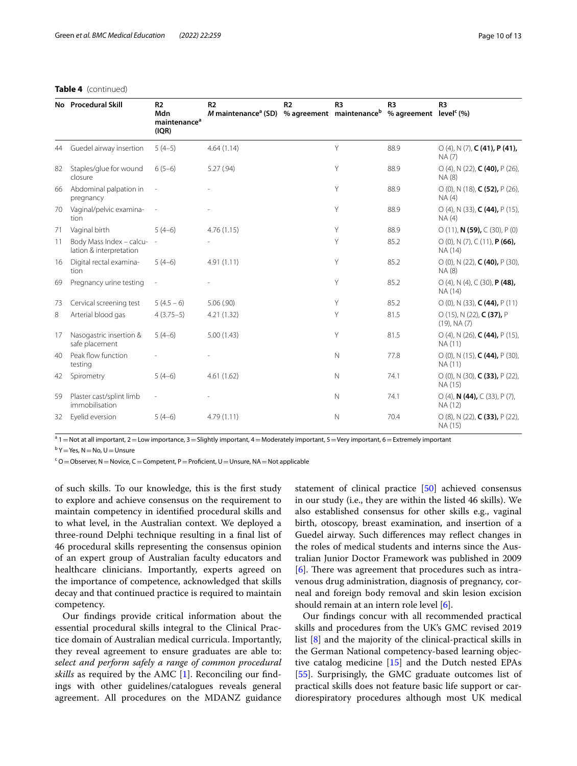**Table 4** (continued)

| No | Procedural Skill | R2 Mdn maintenance[a] (IQR) | R2 *M* maintenance[a] (SD) | R2 % agreement | R3 maintenance[b] | R3 % agreement | R3 level[c] (%) |
|---|---|---|---|---|---|---|---|
| 44 | Guedel airway insertion | 5 (4–5) | 4.64 (1.14) | | Y | 88.9 | O (4), N (7), **C (41), P (41),** NA (7) |
| 82 | Staples/glue for wound closure | 6 (5–6) | 5.27 (.94) | | Y | 88.9 | O (4), N (22), **C (40),** P (26), NA (8) |
| 66 | Abdominal palpation in pregnancy | - | - | | Y | 88.9 | O (0), N (18), **C (52),** P (26), NA (4) |
| 70 | Vaginal/pelvic examination | - | - | | Y | 88.9 | O (4), N (33), **C (44),** P (15), NA (4) |
| 71 | Vaginal birth | 5 (4–6) | 4.76 (1.15) | | Y | 88.9 | O (11), **N (59),** C (30), P (0) |
| 11 | Body Mass Index – calculation & interpretation | - | - | | Y | 85.2 | O (0), N (7), C (11), **P (66),** NA (14) |
| 16 | Digital rectal examination | 5 (4–6) | 4.91 (1.11) | | Y | 85.2 | O (0), N (22), **C (40),** P (30), NA (8) |
| 69 | Pregnancy urine testing | - | - | | Y | 85.2 | O (4), N (4), C (30), **P (48),** NA (14) |
| 73 | Cervical screening test | 5 (4.5 – 6) | 5.06 (.90) | | Y | 85.2 | O (0), N (33), **C (44),** P (11) |
| 8 | Arterial blood gas | 4 (3.75–5) | 4.21 (1.32) | | Y | 81.5 | O (15), N (22), **C (37),** P (19), NA (7) |
| 17 | Nasogastric insertion & safe placement | 5 (4–6) | 5.00 (1.43) | | Y | 81.5 | O (4), N (26), **C (44),** P (15), NA (11) |
| 40 | Peak flow function testing | - | - | | N | 77.8 | O (0), N (15), **C (44),** P (30), NA (11) |
| 42 | Spirometry | 5 (4–6) | 4.61 (1.62) | | N | 74.1 | O (0), N (30), **C (33),** P (22), NA (15) |
| 59 | Plaster cast/splint limb immobilisation | - | - | | N | 74.1 | O (4), **N (44),** C (33), P (7), NA (12) |
| 32 | Eyelid eversion | 5 (4–6) | 4.79 (1.11) | | N | 70.4 | O (8), N (22), **C (33),** P (22), NA (15) |

[a] 1 = Not at all important, 2 = Low importance, 3 = Slightly important, 4 = Moderately important, 5 = Very important, 6 = Extremely important

[b] Y = Yes, N = No, U = Unsure

[c] O = Observer, N = Novice, C = Competent, P = Proficient, U = Unsure, NA = Not applicable

of such skills. To our knowledge, this is the first study to explore and achieve consensus on the requirement to maintain competency in identified procedural skills and to what level, in the Australian context. We deployed a three-round Delphi technique resulting in a final list of 46 procedural skills representing the consensus opinion of an expert group of Australian faculty educators and healthcare clinicians. Importantly, experts agreed on the importance of competence, acknowledged that skills decay and that continued practice is required to maintain competency.

Our findings provide critical information about the essential procedural skills integral to the Clinical Practice domain of Australian medical curricula. Importantly, they reveal agreement to ensure graduates are able to: *select and perform safely a range of common procedural skills* as required by the AMC [1]. Reconciling our findings with other guidelines/catalogues reveals general agreement. All procedures on the MDANZ guidance statement of clinical practice [50] achieved consensus in our study (i.e., they are within the listed 46 skills). We also established consensus for other skills e.g., vaginal birth, otoscopy, breast examination, and insertion of a Guedel airway. Such differences may reflect changes in the roles of medical students and interns since the Australian Junior Doctor Framework was published in 2009 [6]. There was agreement that procedures such as intravenous drug administration, diagnosis of pregnancy, corneal and foreign body removal and skin lesion excision should remain at an intern role level [6].

Our findings concur with all recommended practical skills and procedures from the UK's GMC revised 2019 list [8] and the majority of the clinical-practical skills in the German National competency-based learning objective catalog medicine [15] and the Dutch nested EPAs [55]. Surprisingly, the GMC graduate outcomes list of practical skills does not feature basic life support or cardiorespiratory procedures although most UK medical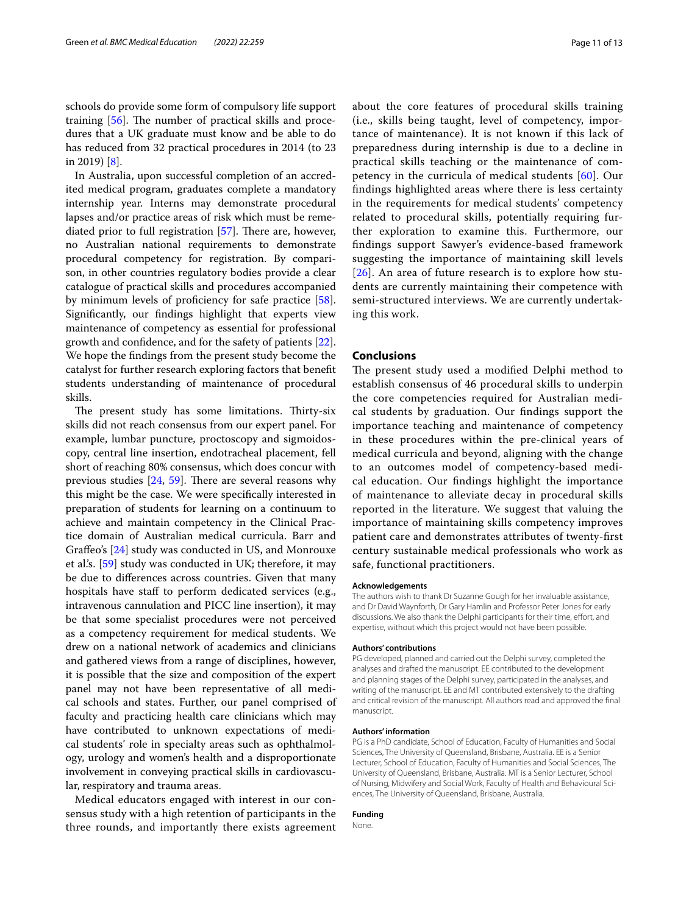schools do provide some form of compulsory life support training [56]. The number of practical skills and procedures that a UK graduate must know and be able to do has reduced from 32 practical procedures in 2014 (to 23 in 2019) [8].

In Australia, upon successful completion of an accredited medical program, graduates complete a mandatory internship year. Interns may demonstrate procedural lapses and/or practice areas of risk which must be remediated prior to full registration [57]. There are, however, no Australian national requirements to demonstrate procedural competency for registration. By comparison, in other countries regulatory bodies provide a clear catalogue of practical skills and procedures accompanied by minimum levels of proficiency for safe practice [58]. Significantly, our findings highlight that experts view maintenance of competency as essential for professional growth and confidence, and for the safety of patients [22]. We hope the findings from the present study become the catalyst for further research exploring factors that benefit students understanding of maintenance of procedural skills.

The present study has some limitations. Thirty-six skills did not reach consensus from our expert panel. For example, lumbar puncture, proctoscopy and sigmoidoscopy, central line insertion, endotracheal placement, fell short of reaching 80% consensus, which does concur with previous studies [24, 59]. There are several reasons why this might be the case. We were specifically interested in preparation of students for learning on a continuum to achieve and maintain competency in the Clinical Practice domain of Australian medical curricula. Barr and Graffeo's [24] study was conducted in US, and Monrouxe et al.'s. [59] study was conducted in UK; therefore, it may be due to differences across countries. Given that many hospitals have staff to perform dedicated services (e.g., intravenous cannulation and PICC line insertion), it may be that some specialist procedures were not perceived as a competency requirement for medical students. We drew on a national network of academics and clinicians and gathered views from a range of disciplines, however, it is possible that the size and composition of the expert panel may not have been representative of all medical schools and states. Further, our panel comprised of faculty and practicing health care clinicians which may have contributed to unknown expectations of medical students' role in specialty areas such as ophthalmology, urology and women's health and a disproportionate involvement in conveying practical skills in cardiovascular, respiratory and trauma areas.

Medical educators engaged with interest in our consensus study with a high retention of participants in the three rounds, and importantly there exists agreement about the core features of procedural skills training (i.e., skills being taught, level of competency, importance of maintenance). It is not known if this lack of preparedness during internship is due to a decline in practical skills teaching or the maintenance of competency in the curricula of medical students [60]. Our findings highlighted areas where there is less certainty in the requirements for medical students' competency related to procedural skills, potentially requiring further exploration to examine this. Furthermore, our findings support Sawyer's evidence-based framework suggesting the importance of maintaining skill levels [26]. An area of future research is to explore how students are currently maintaining their competence with semi-structured interviews. We are currently undertaking this work.

## Conclusions

The present study used a modified Delphi method to establish consensus of 46 procedural skills to underpin the core competencies required for Australian medical students by graduation. Our findings support the importance teaching and maintenance of competency in these procedures within the pre-clinical years of medical curricula and beyond, aligning with the change to an outcomes model of competency-based medical education. Our findings highlight the importance of maintenance to alleviate decay in procedural skills reported in the literature. We suggest that valuing the importance of maintaining skills competency improves patient care and demonstrates attributes of twenty-first century sustainable medical professionals who work as safe, functional practitioners.

#### Acknowledgements

The authors wish to thank Dr Suzanne Gough for her invaluable assistance, and Dr David Waynforth, Dr Gary Hamlin and Professor Peter Jones for early discussions. We also thank the Delphi participants for their time, effort, and expertise, without which this project would not have been possible.

#### Authors' contributions

PG developed, planned and carried out the Delphi survey, completed the analyses and drafted the manuscript. EE contributed to the development and planning stages of the Delphi survey, participated in the analyses, and writing of the manuscript. EE and MT contributed extensively to the drafting and critical revision of the manuscript. All authors read and approved the final manuscript.

#### Authors' information

PG is a PhD candidate, School of Education, Faculty of Humanities and Social Sciences, The University of Queensland, Brisbane, Australia. EE is a Senior Lecturer, School of Education, Faculty of Humanities and Social Sciences, The University of Queensland, Brisbane, Australia. MT is a Senior Lecturer, School of Nursing, Midwifery and Social Work, Faculty of Health and Behavioural Sciences, The University of Queensland, Brisbane, Australia.

#### Funding

None.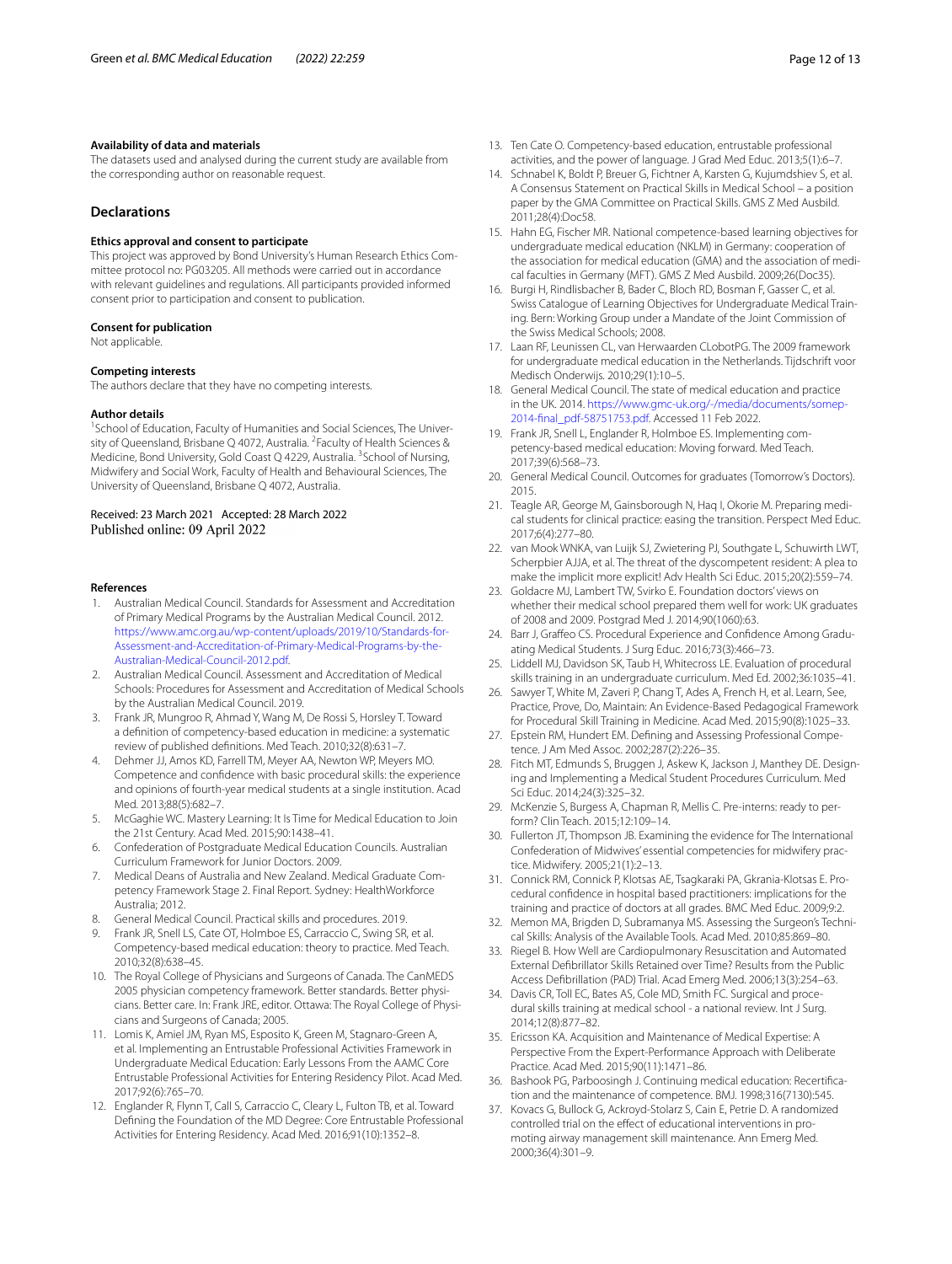### Availability of data and materials

The datasets used and analysed during the current study are available from the corresponding author on reasonable request.

## Declarations

### Ethics approval and consent to participate

This project was approved by Bond University's Human Research Ethics Committee protocol no: PG03205. All methods were carried out in accordance with relevant guidelines and regulations. All participants provided informed consent prior to participation and consent to publication.

### Consent for publication

Not applicable.

### Competing interests

The authors declare that they have no competing interests.

### Author details

[1]School of Education, Faculty of Humanities and Social Sciences, The University of Queensland, Brisbane Q 4072, Australia. [2]Faculty of Health Sciences & Medicine, Bond University, Gold Coast Q 4229, Australia. [3]School of Nursing, Midwifery and Social Work, Faculty of Health and Behavioural Sciences, The University of Queensland, Brisbane Q 4072, Australia.

Received: 23 March 2021 Accepted: 28 March 2022
Published online: 09 April 2022

### References

1. Australian Medical Council. Standards for Assessment and Accreditation of Primary Medical Programs by the Australian Medical Council. 2012. https://www.amc.org.au/wp-content/uploads/2019/10/Standards-for-Assessment-and-Accreditation-of-Primary-Medical-Programs-by-the-Australian-Medical-Council-2012.pdf.
2. Australian Medical Council. Assessment and Accreditation of Medical Schools: Procedures for Assessment and Accreditation of Medical Schools by the Australian Medical Council. 2019.
3. Frank JR, Mungroo R, Ahmad Y, Wang M, De Rossi S, Horsley T. Toward a definition of competency-based education in medicine: a systematic review of published definitions. Med Teach. 2010;32(8):631–7.
4. Dehmer JJ, Amos KD, Farrell TM, Meyer AA, Newton WP, Meyers MO. Competence and confidence with basic procedural skills: the experience and opinions of fourth-year medical students at a single institution. Acad Med. 2013;88(5):682–7.
5. McGaghie WC. Mastery Learning: It Is Time for Medical Education to Join the 21st Century. Acad Med. 2015;90:1438–41.
6. Confederation of Postgraduate Medical Education Councils. Australian Curriculum Framework for Junior Doctors. 2009.
7. Medical Deans of Australia and New Zealand. Medical Graduate Competency Framework Stage 2. Final Report. Sydney: HealthWorkforce Australia; 2012.
8. General Medical Council. Practical skills and procedures. 2019.
9. Frank JR, Snell LS, Cate OT, Holmboe ES, Carraccio C, Swing SR, et al. Competency-based medical education: theory to practice. Med Teach. 2010;32(8):638–45.
10. The Royal College of Physicians and Surgeons of Canada. The CanMEDS 2005 physician competency framework. Better standards. Better physicians. Better care. In: Frank JRE, editor. Ottawa: The Royal College of Physicians and Surgeons of Canada; 2005.
11. Lomis K, Amiel JM, Ryan MS, Esposito K, Green M, Stagnaro-Green A, et al. Implementing an Entrustable Professional Activities Framework in Undergraduate Medical Education: Early Lessons From the AAMC Core Entrustable Professional Activities for Entering Residency Pilot. Acad Med. 2017;92(6):765–70.
12. Englander R, Flynn T, Call S, Carraccio C, Cleary L, Fulton TB, et al. Toward Defining the Foundation of the MD Degree: Core Entrustable Professional Activities for Entering Residency. Acad Med. 2016;91(10):1352–8.
13. Ten Cate O. Competency-based education, entrustable professional activities, and the power of language. J Grad Med Educ. 2013;5(1):6–7.
14. Schnabel K, Boldt P, Breuer G, Fichtner A, Karsten G, Kujumdshiev S, et al. A Consensus Statement on Practical Skills in Medical School – a position paper by the GMA Committee on Practical Skills. GMS Z Med Ausbild. 2011;28(4):Doc58.
15. Hahn EG, Fischer MR. National competence-based learning objectives for undergraduate medical education (NKLM) in Germany: cooperation of the association for medical education (GMA) and the association of medical faculties in Germany (MFT). GMS Z Med Ausbild. 2009;26(Doc35).
16. Burgi H, Rindlisbacher B, Bader C, Bloch RD, Bosman F, Gasser C, et al. Swiss Catalogue of Learning Objectives for Undergraduate Medical Training. Bern: Working Group under a Mandate of the Joint Commission of the Swiss Medical Schools; 2008.
17. Laan RF, Leunissen CL, van Herwaarden CLobotPG. The 2009 framework for undergraduate medical education in the Netherlands. Tijdschrift voor Medisch Onderwijs. 2010;29(1):10–5.
18. General Medical Council. The state of medical education and practice in the UK. 2014. https://www.gmc-uk.org/-/media/documents/somep-2014-final_pdf-58751753.pdf. Accessed 11 Feb 2022.
19. Frank JR, Snell L, Englander R, Holmboe ES. Implementing competency-based medical education: Moving forward. Med Teach. 2017;39(6):568–73.
20. General Medical Council. Outcomes for graduates (Tomorrow's Doctors). 2015.
21. Teagle AR, George M, Gainsborough N, Haq I, Okorie M. Preparing medical students for clinical practice: easing the transition. Perspect Med Educ. 2017;6(4):277–80.
22. van Mook WNKA, van Luijk SJ, Zwietering PJ, Southgate L, Schuwirth LWT, Scherpbier AJJA, et al. The threat of the dyscompetent resident: A plea to make the implicit more explicit! Adv Health Sci Educ. 2015;20(2):559–74.
23. Goldacre MJ, Lambert TW, Svirko E. Foundation doctors' views on whether their medical school prepared them well for work: UK graduates of 2008 and 2009. Postgrad Med J. 2014;90(1060):63.
24. Barr J, Graffeo CS. Procedural Experience and Confidence Among Graduating Medical Students. J Surg Educ. 2016;73(3):466–73.
25. Liddell MJ, Davidson SK, Taub H, Whitecross LE. Evaluation of procedural skills training in an undergraduate curriculum. Med Ed. 2002;36:1035–41.
26. Sawyer T, White M, Zaveri P, Chang T, Ades A, French H, et al. Learn, See, Practice, Prove, Do, Maintain: An Evidence-Based Pedagogical Framework for Procedural Skill Training in Medicine. Acad Med. 2015;90(8):1025–33.
27. Epstein RM, Hundert EM. Defining and Assessing Professional Competence. J Am Med Assoc. 2002;287(2):226–35.
28. Fitch MT, Edmunds S, Bruggen J, Askew K, Jackson J, Manthey DE. Designing and Implementing a Medical Student Procedures Curriculum. Med Sci Educ. 2014;24(3):325–32.
29. McKenzie S, Burgess A, Chapman R, Mellis C. Pre-interns: ready to perform? Clin Teach. 2015;12:109–14.
30. Fullerton JT, Thompson JB. Examining the evidence for The International Confederation of Midwives' essential competencies for midwifery practice. Midwifery. 2005;21(1):2–13.
31. Connick RM, Connick P, Klotsas AE, Tsagkaraki PA, Gkrania-Klotsas E. Procedural confidence in hospital based practitioners: implications for the training and practice of doctors at all grades. BMC Med Educ. 2009;9:2.
32. Memon MA, Brigden D, Subramanya MS. Assessing the Surgeon's Technical Skills: Analysis of the Available Tools. Acad Med. 2010;85:869–80.
33. Riegel B. How Well are Cardiopulmonary Resuscitation and Automated External Defibrillator Skills Retained over Time? Results from the Public Access Defibrillation (PAD) Trial. Acad Emerg Med. 2006;13(3):254–63.
34. Davis CR, Toll EC, Bates AS, Cole MD, Smith FC. Surgical and procedural skills training at medical school - a national review. Int J Surg. 2014;12(8):877–82.
35. Ericsson KA. Acquisition and Maintenance of Medical Expertise: A Perspective From the Expert-Performance Approach with Deliberate Practice. Acad Med. 2015;90(11):1471–86.
36. Bashook PG, Parboosingh J. Continuing medical education: Recertification and the maintenance of competence. BMJ. 1998;316(7130):545.
37. Kovacs G, Bullock G, Ackroyd-Stolarz S, Cain E, Petrie D. A randomized controlled trial on the effect of educational interventions in promoting airway management skill maintenance. Ann Emerg Med. 2000;36(4):301–9.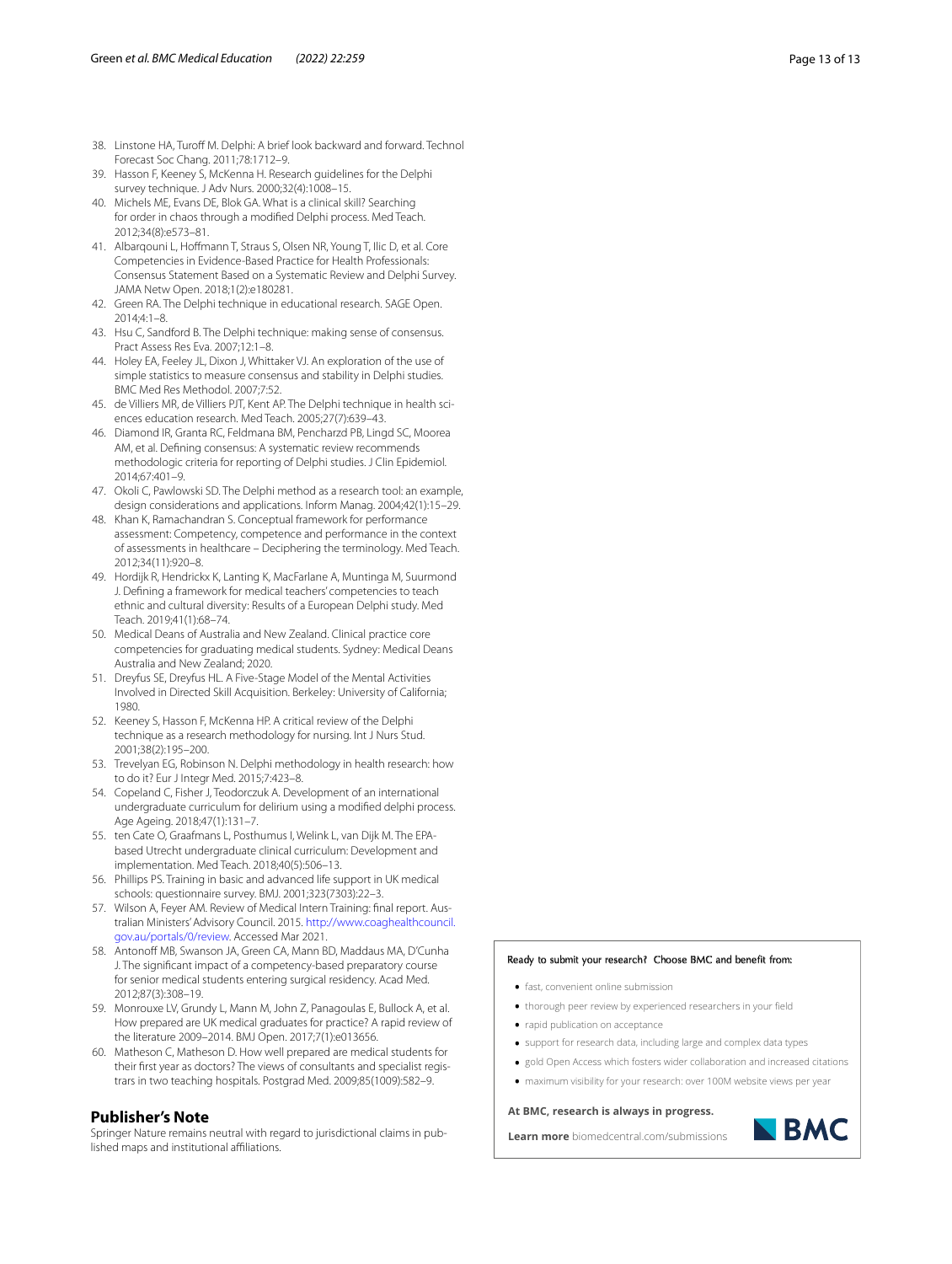38. Linstone HA, Turoff M. Delphi: A brief look backward and forward. Technol Forecast Soc Chang. 2011;78:1712–9.
39. Hasson F, Keeney S, McKenna H. Research guidelines for the Delphi survey technique. J Adv Nurs. 2000;32(4):1008–15.
40. Michels ME, Evans DE, Blok GA. What is a clinical skill? Searching for order in chaos through a modified Delphi process. Med Teach. 2012;34(8):e573–81.
41. Albarqouni L, Hoffmann T, Straus S, Olsen NR, Young T, Ilic D, et al. Core Competencies in Evidence-Based Practice for Health Professionals: Consensus Statement Based on a Systematic Review and Delphi Survey. JAMA Netw Open. 2018;1(2):e180281.
42. Green RA. The Delphi technique in educational research. SAGE Open. 2014;4:1–8.
43. Hsu C, Sandford B. The Delphi technique: making sense of consensus. Pract Assess Res Eva. 2007;12:1–8.
44. Holey EA, Feeley JL, Dixon J, Whittaker VJ. An exploration of the use of simple statistics to measure consensus and stability in Delphi studies. BMC Med Res Methodol. 2007;7:52.
45. de Villiers MR, de Villiers PJT, Kent AP. The Delphi technique in health sciences education research. Med Teach. 2005;27(7):639–43.
46. Diamond IR, Granta RC, Feldmana BM, Pencharzd PB, Lingd SC, Moorea AM, et al. Defining consensus: A systematic review recommends methodologic criteria for reporting of Delphi studies. J Clin Epidemiol. 2014;67:401–9.
47. Okoli C, Pawlowski SD. The Delphi method as a research tool: an example, design considerations and applications. Inform Manag. 2004;42(1):15–29.
48. Khan K, Ramachandran S. Conceptual framework for performance assessment: Competency, competence and performance in the context of assessments in healthcare – Deciphering the terminology. Med Teach. 2012;34(11):920–8.
49. Hordijk R, Hendrickx K, Lanting K, MacFarlane A, Muntinga M, Suurmond J. Defining a framework for medical teachers' competencies to teach ethnic and cultural diversity: Results of a European Delphi study. Med Teach. 2019;41(1):68–74.
50. Medical Deans of Australia and New Zealand. Clinical practice core competencies for graduating medical students. Sydney: Medical Deans Australia and New Zealand; 2020.
51. Dreyfus SE, Dreyfus HL. A Five-Stage Model of the Mental Activities Involved in Directed Skill Acquisition. Berkeley: University of California; 1980.
52. Keeney S, Hasson F, McKenna HP. A critical review of the Delphi technique as a research methodology for nursing. Int J Nurs Stud. 2001;38(2):195–200.
53. Trevelyan EG, Robinson N. Delphi methodology in health research: how to do it? Eur J Integr Med. 2015;7:423–8.
54. Copeland C, Fisher J, Teodorczuk A. Development of an international undergraduate curriculum for delirium using a modified delphi process. Age Ageing. 2018;47(1):131–7.
55. ten Cate O, Graafmans L, Posthumus I, Welink L, van Dijk M. The EPA-based Utrecht undergraduate clinical curriculum: Development and implementation. Med Teach. 2018;40(5):506–13.
56. Phillips PS. Training in basic and advanced life support in UK medical schools: questionnaire survey. BMJ. 2001;323(7303):22–3.
57. Wilson A, Feyer AM. Review of Medical Intern Training: final report. Australian Ministers' Advisory Council. 2015. http://www.coaghealthcouncil.gov.au/portals/0/review. Accessed Mar 2021.
58. Antonoff MB, Swanson JA, Green CA, Mann BD, Maddaus MA, D'Cunha J. The significant impact of a competency-based preparatory course for senior medical students entering surgical residency. Acad Med. 2012;87(3):308–19.
59. Monrouxe LV, Grundy L, Mann M, John Z, Panagoulas E, Bullock A, et al. How prepared are UK medical graduates for practice? A rapid review of the literature 2009–2014. BMJ Open. 2017;7(1):e013656.
60. Matheson C, Matheson D. How well prepared are medical students for their first year as doctors? The views of consultants and specialist registrars in two teaching hospitals. Postgrad Med. 2009;85(1009):582–9.

## Publisher's Note

Springer Nature remains neutral with regard to jurisdictional claims in published maps and institutional affiliations.

Ready to submit your research? Choose BMC and benefit from:

- fast, convenient online submission
- thorough peer review by experienced researchers in your field
- rapid publication on acceptance
- support for research data, including large and complex data types
- gold Open Access which fosters wider collaboration and increased citations
- maximum visibility for your research: over 100M website views per year

**At BMC, research is always in progress.**

**Learn more** biomedcentral.com/submissions

BMC